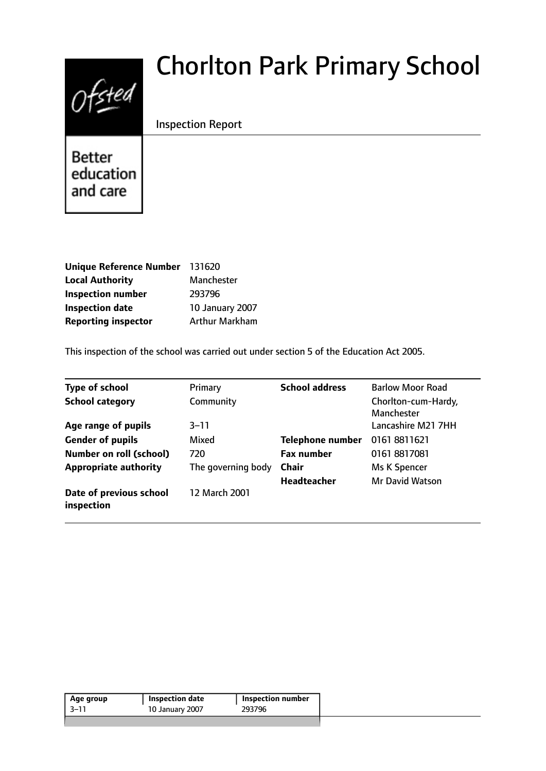# Chorlton Park Primary School

Inspection Report

Better education and care

| | |
|---|---|
| **Unique Reference Number** | 131620 |
| **Local Authority** | Manchester |
| **Inspection number** | 293796 |
| **Inspection date** | 10 January 2007 |
| **Reporting inspector** | Arthur Markham |

This inspection of the school was carried out under section 5 of the Education Act 2005.

| | | | |
|---|---|---|---|
| **Type of school** | Primary | **School address** | Barlow Moor Road |
| **School category** | Community | | Chorlton-cum-Hardy, Manchester |
| **Age range of pupils** | 3–11 | | Lancashire M21 7HH |
| **Gender of pupils** | Mixed | **Telephone number** | 0161 8811621 |
| **Number on roll (school)** | 720 | **Fax number** | 0161 8817081 |
| **Appropriate authority** | The governing body | **Chair** | Ms K Spencer |
| | | **Headteacher** | Mr David Watson |
| **Date of previous school inspection** | 12 March 2001 | | |

| Age group | Inspection date | Inspection number |
|---|---|---|
| 3–11 | 10 January 2007 | 293796 |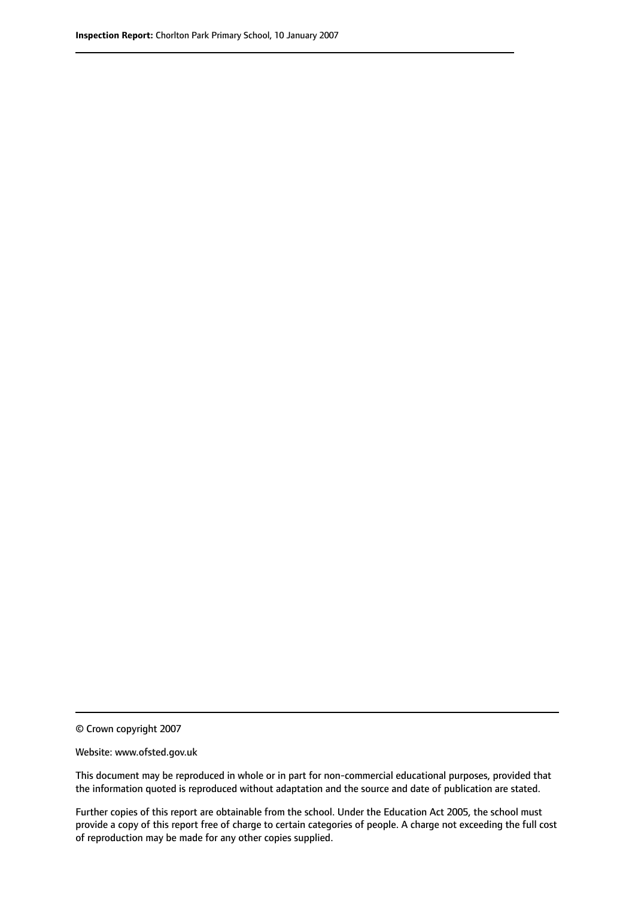© Crown copyright 2007

Website: www.ofsted.gov.uk

This document may be reproduced in whole or in part for non-commercial educational purposes, provided that the information quoted is reproduced without adaptation and the source and date of publication are stated.

Further copies of this report are obtainable from the school. Under the Education Act 2005, the school must provide a copy of this report free of charge to certain categories of people. A charge not exceeding the full cost of reproduction may be made for any other copies supplied.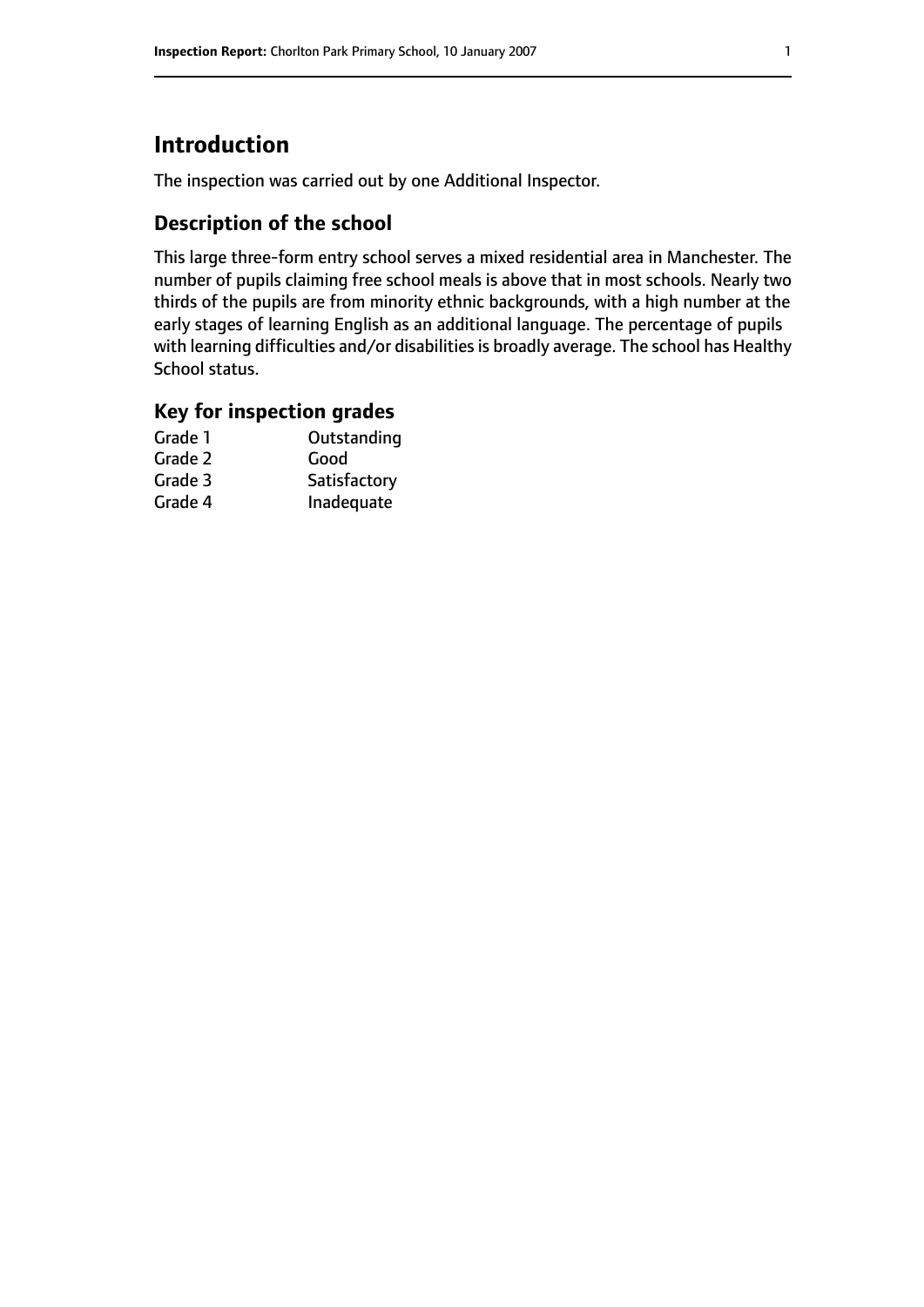# Introduction

The inspection was carried out by one Additional Inspector.

## Description of the school

This large three-form entry school serves a mixed residential area in Manchester. The number of pupils claiming free school meals is above that in most schools. Nearly two thirds of the pupils are from minority ethnic backgrounds, with a high number at the early stages of learning English as an additional language. The percentage of pupils with learning difficulties and/or disabilities is broadly average. The school has Healthy School status.

## Key for inspection grades

| | |
|---|---|
| Grade 1 | Outstanding |
| Grade 2 | Good |
| Grade 3 | Satisfactory |
| Grade 4 | Inadequate |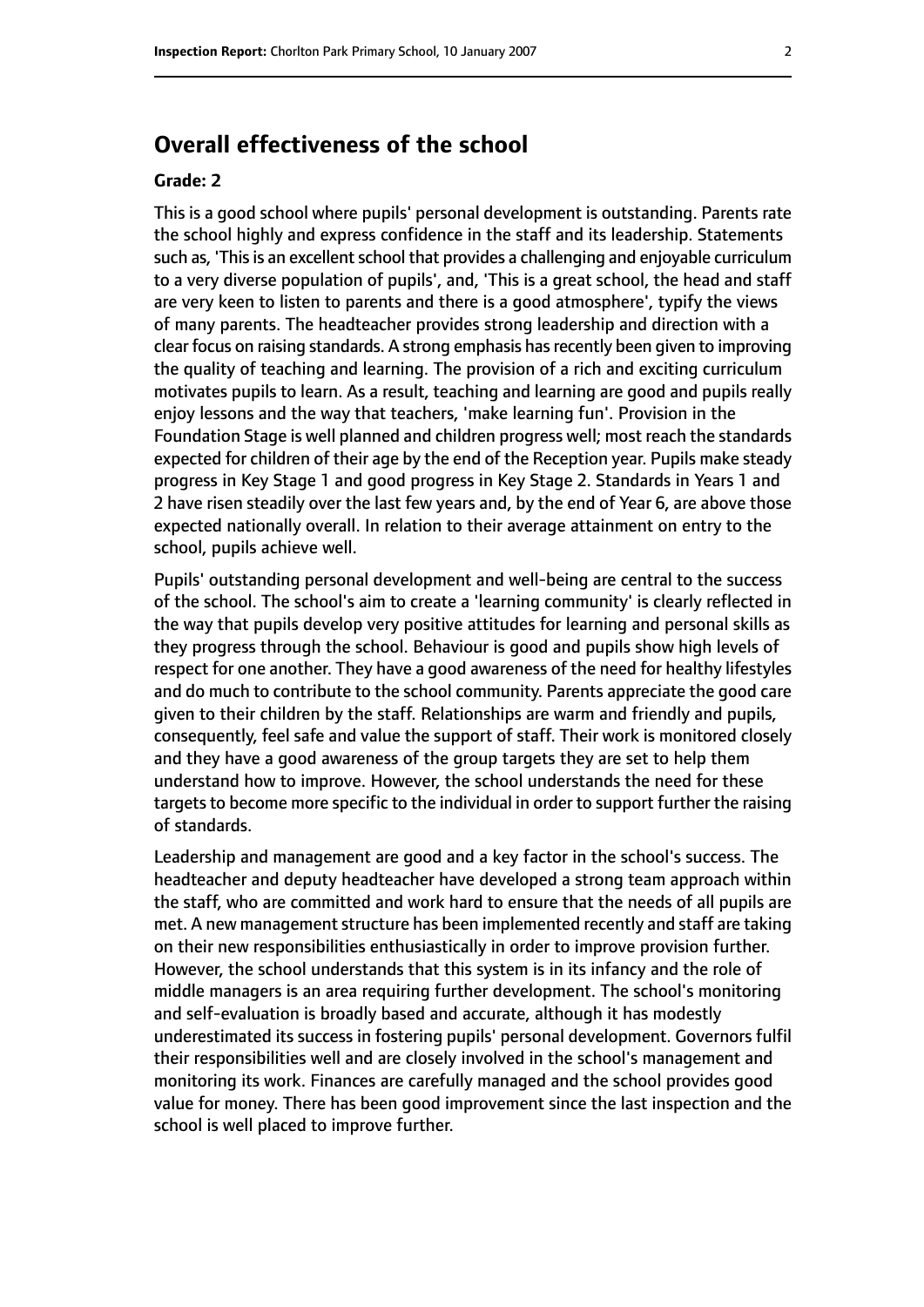## Overall effectiveness of the school

#### Grade: 2

This is a good school where pupils' personal development is outstanding. Parents rate the school highly and express confidence in the staff and its leadership. Statements such as, 'This is an excellent school that provides a challenging and enjoyable curriculum to a very diverse population of pupils', and, 'This is a great school, the head and staff are very keen to listen to parents and there is a good atmosphere', typify the views of many parents. The headteacher provides strong leadership and direction with a clear focus on raising standards. A strong emphasis has recently been given to improving the quality of teaching and learning. The provision of a rich and exciting curriculum motivates pupils to learn. As a result, teaching and learning are good and pupils really enjoy lessons and the way that teachers, 'make learning fun'. Provision in the Foundation Stage is well planned and children progress well; most reach the standards expected for children of their age by the end of the Reception year. Pupils make steady progress in Key Stage 1 and good progress in Key Stage 2. Standards in Years 1 and 2 have risen steadily over the last few years and, by the end of Year 6, are above those expected nationally overall. In relation to their average attainment on entry to the school, pupils achieve well.

Pupils' outstanding personal development and well-being are central to the success of the school. The school's aim to create a 'learning community' is clearly reflected in the way that pupils develop very positive attitudes for learning and personal skills as they progress through the school. Behaviour is good and pupils show high levels of respect for one another. They have a good awareness of the need for healthy lifestyles and do much to contribute to the school community. Parents appreciate the good care given to their children by the staff. Relationships are warm and friendly and pupils, consequently, feel safe and value the support of staff. Their work is monitored closely and they have a good awareness of the group targets they are set to help them understand how to improve. However, the school understands the need for these targets to become more specific to the individual in order to support further the raising of standards.

Leadership and management are good and a key factor in the school's success. The headteacher and deputy headteacher have developed a strong team approach within the staff, who are committed and work hard to ensure that the needs of all pupils are met. A new management structure has been implemented recently and staff are taking on their new responsibilities enthusiastically in order to improve provision further. However, the school understands that this system is in its infancy and the role of middle managers is an area requiring further development. The school's monitoring and self-evaluation is broadly based and accurate, although it has modestly underestimated its success in fostering pupils' personal development. Governors fulfil their responsibilities well and are closely involved in the school's management and monitoring its work. Finances are carefully managed and the school provides good value for money. There has been good improvement since the last inspection and the school is well placed to improve further.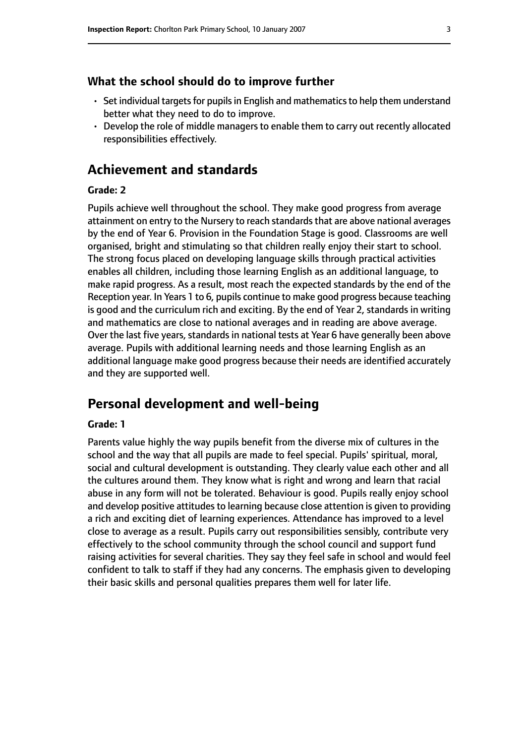### What the school should do to improve further

- Set individual targets for pupils in English and mathematics to help them understand better what they need to do to improve.
- Develop the role of middle managers to enable them to carry out recently allocated responsibilities effectively.

## Achievement and standards

**Grade: 2**

Pupils achieve well throughout the school. They make good progress from average attainment on entry to the Nursery to reach standards that are above national averages by the end of Year 6. Provision in the Foundation Stage is good. Classrooms are well organised, bright and stimulating so that children really enjoy their start to school. The strong focus placed on developing language skills through practical activities enables all children, including those learning English as an additional language, to make rapid progress. As a result, most reach the expected standards by the end of the Reception year. In Years 1 to 6, pupils continue to make good progress because teaching is good and the curriculum rich and exciting. By the end of Year 2, standards in writing and mathematics are close to national averages and in reading are above average. Over the last five years, standards in national tests at Year 6 have generally been above average. Pupils with additional learning needs and those learning English as an additional language make good progress because their needs are identified accurately and they are supported well.

## Personal development and well-being

**Grade: 1**

Parents value highly the way pupils benefit from the diverse mix of cultures in the school and the way that all pupils are made to feel special. Pupils' spiritual, moral, social and cultural development is outstanding. They clearly value each other and all the cultures around them. They know what is right and wrong and learn that racial abuse in any form will not be tolerated. Behaviour is good. Pupils really enjoy school and develop positive attitudes to learning because close attention is given to providing a rich and exciting diet of learning experiences. Attendance has improved to a level close to average as a result. Pupils carry out responsibilities sensibly, contribute very effectively to the school community through the school council and support fund raising activities for several charities. They say they feel safe in school and would feel confident to talk to staff if they had any concerns. The emphasis given to developing their basic skills and personal qualities prepares them well for later life.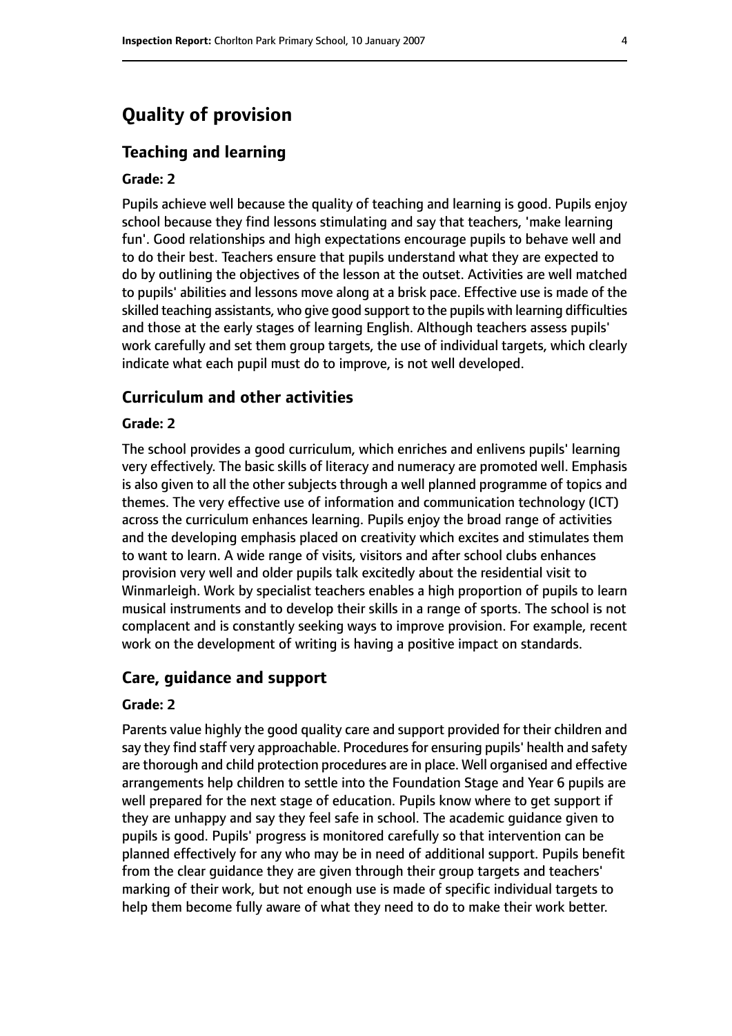# Quality of provision

## Teaching and learning

### Grade: 2

Pupils achieve well because the quality of teaching and learning is good. Pupils enjoy school because they find lessons stimulating and say that teachers, 'make learning fun'. Good relationships and high expectations encourage pupils to behave well and to do their best. Teachers ensure that pupils understand what they are expected to do by outlining the objectives of the lesson at the outset. Activities are well matched to pupils' abilities and lessons move along at a brisk pace. Effective use is made of the skilled teaching assistants, who give good support to the pupils with learning difficulties and those at the early stages of learning English. Although teachers assess pupils' work carefully and set them group targets, the use of individual targets, which clearly indicate what each pupil must do to improve, is not well developed.

## Curriculum and other activities

### Grade: 2

The school provides a good curriculum, which enriches and enlivens pupils' learning very effectively. The basic skills of literacy and numeracy are promoted well. Emphasis is also given to all the other subjects through a well planned programme of topics and themes. The very effective use of information and communication technology (ICT) across the curriculum enhances learning. Pupils enjoy the broad range of activities and the developing emphasis placed on creativity which excites and stimulates them to want to learn. A wide range of visits, visitors and after school clubs enhances provision very well and older pupils talk excitedly about the residential visit to Winmarleigh. Work by specialist teachers enables a high proportion of pupils to learn musical instruments and to develop their skills in a range of sports. The school is not complacent and is constantly seeking ways to improve provision. For example, recent work on the development of writing is having a positive impact on standards.

## Care, guidance and support

### Grade: 2

Parents value highly the good quality care and support provided for their children and say they find staff very approachable. Procedures for ensuring pupils' health and safety are thorough and child protection procedures are in place. Well organised and effective arrangements help children to settle into the Foundation Stage and Year 6 pupils are well prepared for the next stage of education. Pupils know where to get support if they are unhappy and say they feel safe in school. The academic guidance given to pupils is good. Pupils' progress is monitored carefully so that intervention can be planned effectively for any who may be in need of additional support. Pupils benefit from the clear guidance they are given through their group targets and teachers' marking of their work, but not enough use is made of specific individual targets to help them become fully aware of what they need to do to make their work better.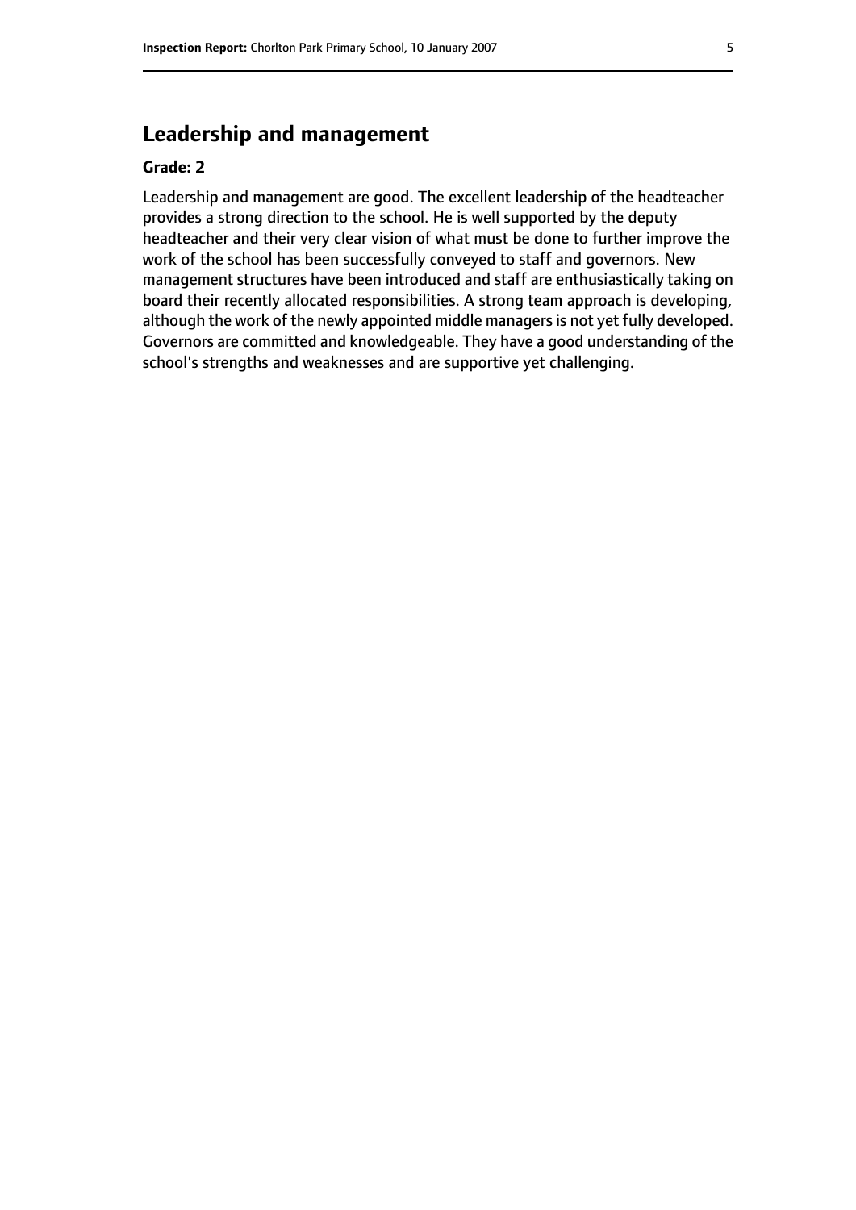## Leadership and management

**Grade: 2**

Leadership and management are good. The excellent leadership of the headteacher provides a strong direction to the school. He is well supported by the deputy headteacher and their very clear vision of what must be done to further improve the work of the school has been successfully conveyed to staff and governors. New management structures have been introduced and staff are enthusiastically taking on board their recently allocated responsibilities. A strong team approach is developing, although the work of the newly appointed middle managers is not yet fully developed. Governors are committed and knowledgeable. They have a good understanding of the school's strengths and weaknesses and are supportive yet challenging.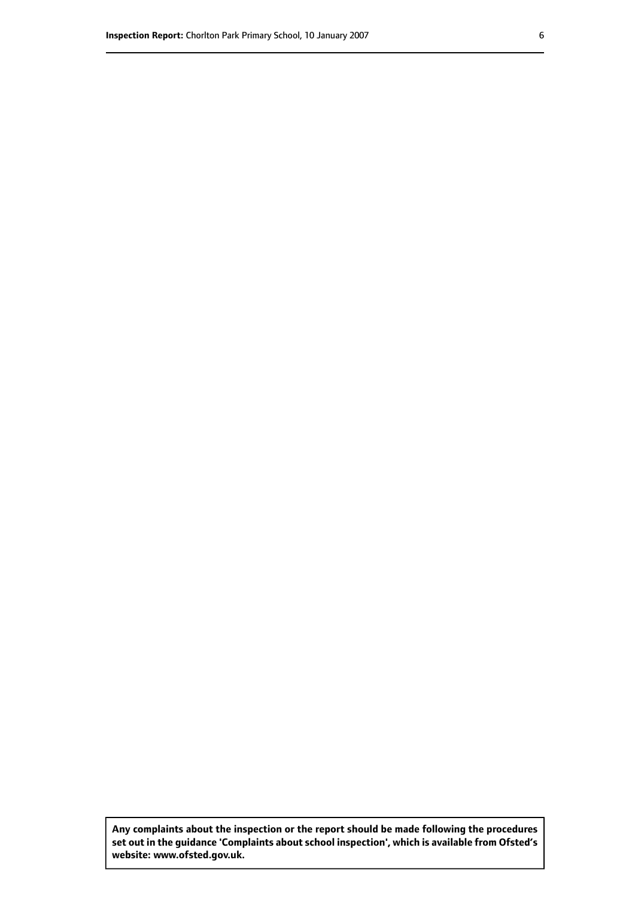**Any complaints about the inspection or the report should be made following the procedures set out in the guidance 'Complaints about school inspection', which is available from Ofsted's website: www.ofsted.gov.uk.**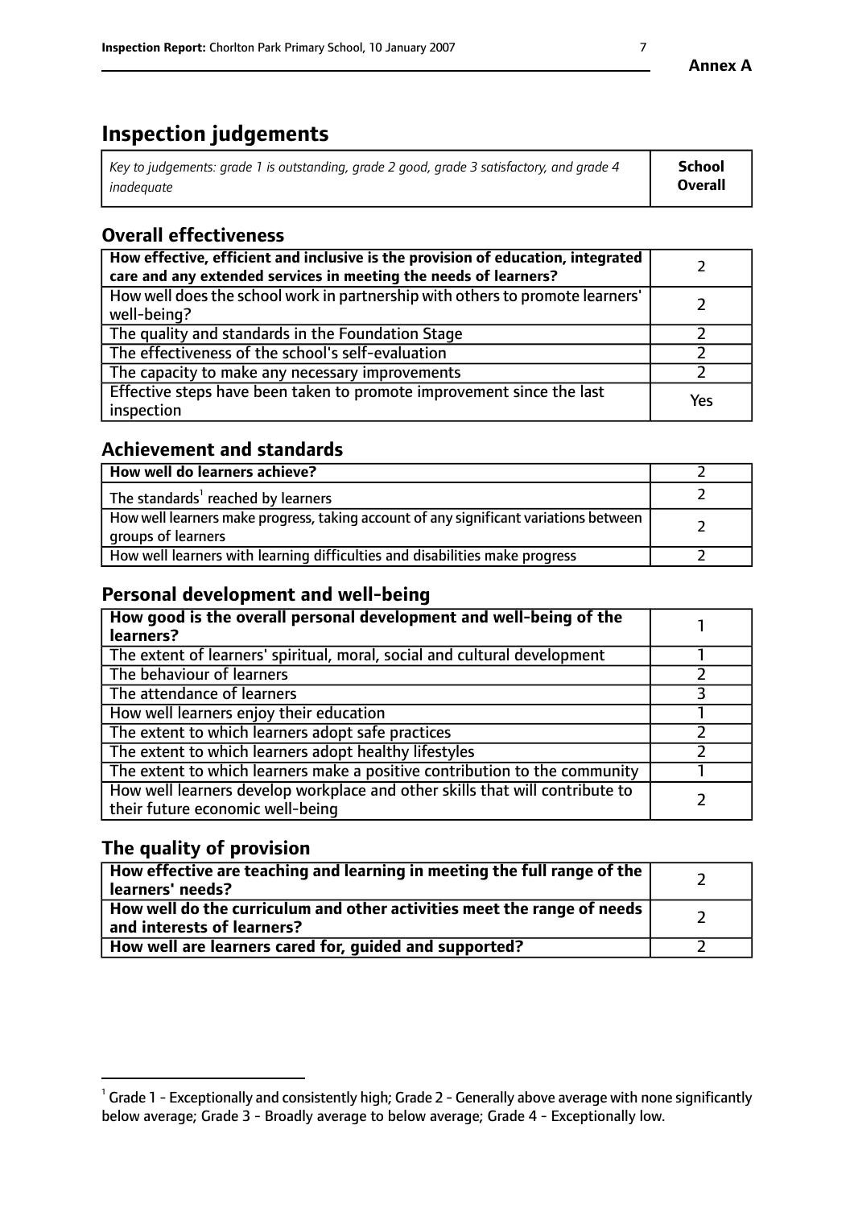**Annex A**

# Inspection judgements

| *Key to judgements: grade 1 is outstanding, grade 2 good, grade 3 satisfactory, and grade 4 inadequate* | **School Overall** |
|---|---|

## Overall effectiveness

| | |
|---|---|
| **How effective, efficient and inclusive is the provision of education, integrated care and any extended services in meeting the needs of learners?** | 2 |
| How well does the school work in partnership with others to promote learners' well-being? | 2 |
| The quality and standards in the Foundation Stage | 2 |
| The effectiveness of the school's self-evaluation | 2 |
| The capacity to make any necessary improvements | 2 |
| Effective steps have been taken to promote improvement since the last inspection | Yes |

## Achievement and standards

| | |
|---|---|
| **How well do learners achieve?** | 2 |
| The standards[1] reached by learners | 2 |
| How well learners make progress, taking account of any significant variations between groups of learners | 2 |
| How well learners with learning difficulties and disabilities make progress | 2 |

## Personal development and well-being

| | |
|---|---|
| **How good is the overall personal development and well-being of the learners?** | 1 |
| The extent of learners' spiritual, moral, social and cultural development | 1 |
| The behaviour of learners | 2 |
| The attendance of learners | 3 |
| How well learners enjoy their education | 1 |
| The extent to which learners adopt safe practices | 2 |
| The extent to which learners adopt healthy lifestyles | 2 |
| The extent to which learners make a positive contribution to the community | 1 |
| How well learners develop workplace and other skills that will contribute to their future economic well-being | 2 |

## The quality of provision

| | |
|---|---|
| **How effective are teaching and learning in meeting the full range of the learners' needs?** | 2 |
| **How well do the curriculum and other activities meet the range of needs and interests of learners?** | 2 |
| **How well are learners cared for, guided and supported?** | 2 |

[1] Grade 1 - Exceptionally and consistently high; Grade 2 - Generally above average with none significantly below average; Grade 3 - Broadly average to below average; Grade 4 - Exceptionally low.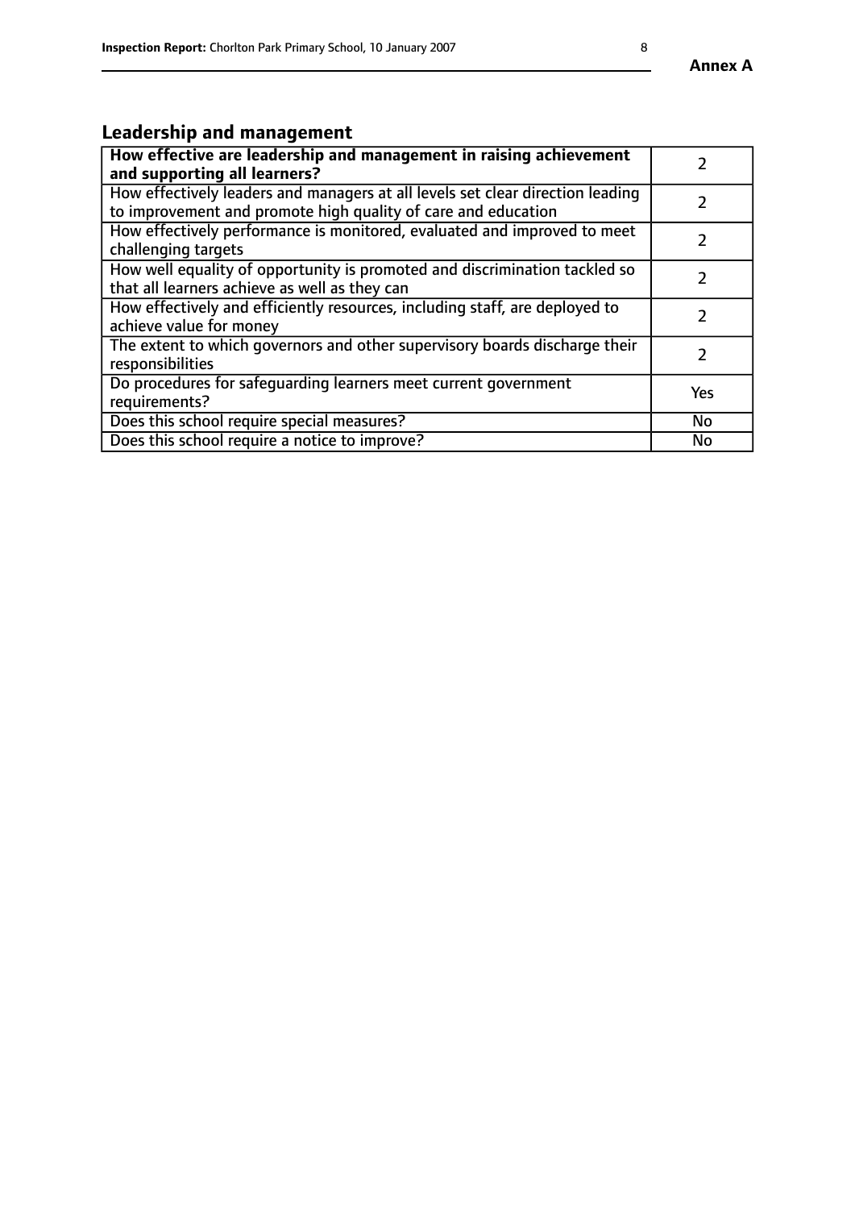## Leadership and management

| **How effective are leadership and management in raising achievement and supporting all learners?** | 2 |
|---|---|
| How effectively leaders and managers at all levels set clear direction leading to improvement and promote high quality of care and education | 2 |
| How effectively performance is monitored, evaluated and improved to meet challenging targets | 2 |
| How well equality of opportunity is promoted and discrimination tackled so that all learners achieve as well as they can | 2 |
| How effectively and efficiently resources, including staff, are deployed to achieve value for money | 2 |
| The extent to which governors and other supervisory boards discharge their responsibilities | 2 |
| Do procedures for safeguarding learners meet current government requirements? | Yes |
| Does this school require special measures? | No |
| Does this school require a notice to improve? | No |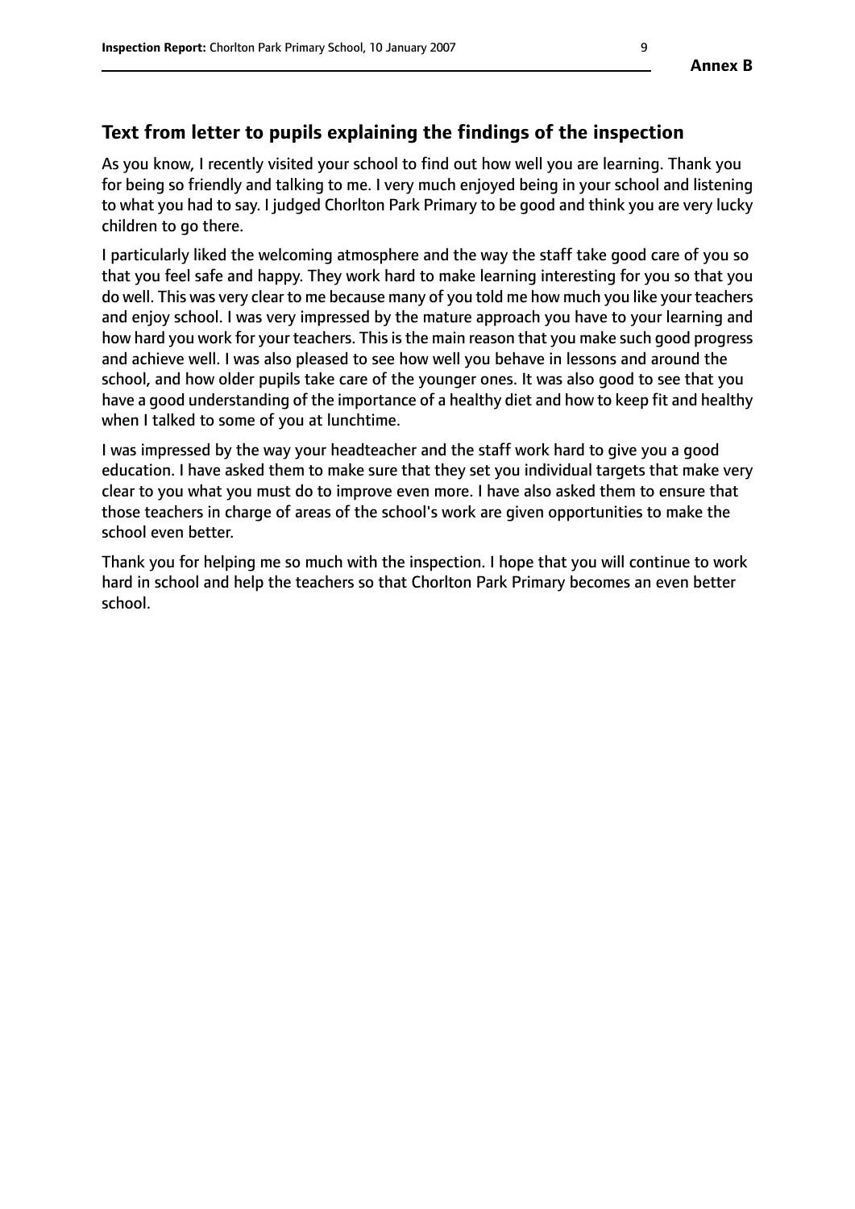## Text from letter to pupils explaining the findings of the inspection

As you know, I recently visited your school to find out how well you are learning. Thank you for being so friendly and talking to me. I very much enjoyed being in your school and listening to what you had to say. I judged Chorlton Park Primary to be good and think you are very lucky children to go there.

I particularly liked the welcoming atmosphere and the way the staff take good care of you so that you feel safe and happy. They work hard to make learning interesting for you so that you do well. This was very clear to me because many of you told me how much you like your teachers and enjoy school. I was very impressed by the mature approach you have to your learning and how hard you work for your teachers. This is the main reason that you make such good progress and achieve well. I was also pleased to see how well you behave in lessons and around the school, and how older pupils take care of the younger ones. It was also good to see that you have a good understanding of the importance of a healthy diet and how to keep fit and healthy when I talked to some of you at lunchtime.

I was impressed by the way your headteacher and the staff work hard to give you a good education. I have asked them to make sure that they set you individual targets that make very clear to you what you must do to improve even more. I have also asked them to ensure that those teachers in charge of areas of the school's work are given opportunities to make the school even better.

Thank you for helping me so much with the inspection. I hope that you will continue to work hard in school and help the teachers so that Chorlton Park Primary becomes an even better school.